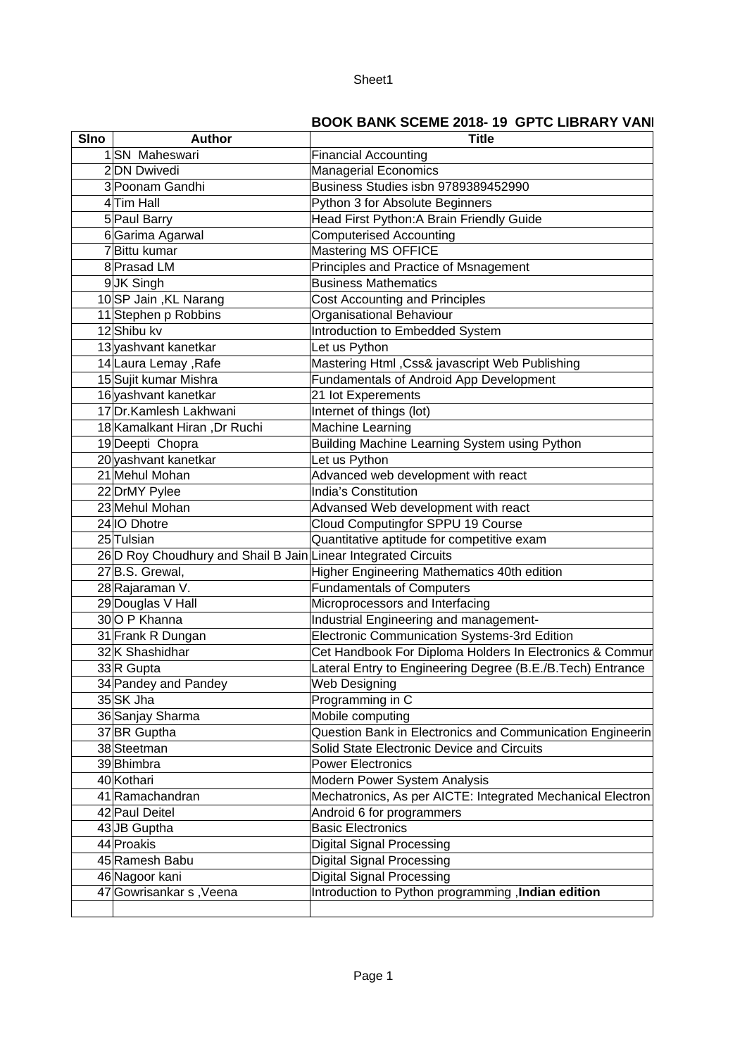## BOOK BANK SCEME 2018- 19 GPTC LIBRARY VANI

| Slno | Author | Title |
|---|---|---|
| 1 | SN Maheswari | Financial Accounting |
| 2 | DN Dwivedi | Managerial Economics |
| 3 | Poonam Gandhi | Business Studies isbn 9789389452990 |
| 4 | Tim Hall | Python 3 for Absolute Beginners |
| 5 | Paul Barry | Head First Python:A Brain Friendly Guide |
| 6 | Garima Agarwal | Computerised Accounting |
| 7 | Bittu kumar | Mastering MS OFFICE |
| 8 | Prasad LM | Principles and Practice of Msnagement |
| 9 | JK Singh | Business Mathematics |
| 10 | SP Jain ,KL Narang | Cost Accounting and Principles |
| 11 | Stephen p Robbins | Organisational Behaviour |
| 12 | Shibu kv | Introduction to Embedded System |
| 13 | yashvant kanetkar | Let us Python |
| 14 | Laura Lemay ,Rafe | Mastering Html ,Css& javascript Web Publishing |
| 15 | Sujit kumar Mishra | Fundamentals of Android App Development |
| 16 | yashvant kanetkar | 21 Iot Experements |
| 17 | Dr.Kamlesh Lakhwani | Internet of things (Iot) |
| 18 | Kamalkant Hiran ,Dr Ruchi | Machine Learning |
| 19 | Deepti Chopra | Building Machine Learning System using Python |
| 20 | yashvant kanetkar | Let us Python |
| 21 | Mehul Mohan | Advanced web development with react |
| 22 | DrMY Pylee | India's Constitution |
| 23 | Mehul Mohan | Advansed Web development with react |
| 24 | IO Dhotre | Cloud Computingfor SPPU 19 Course |
| 25 | Tulsian | Quantitative aptitude for competitive exam |
| 26 | D Roy Choudhury and Shail B Jain | Linear Integrated Circuits |
| 27 | B.S. Grewal, | Higher Engineering Mathematics 40th edition |
| 28 | Rajaraman V. | Fundamentals of Computers |
| 29 | Douglas V Hall | Microprocessors and Interfacing |
| 30 | O P Khanna | Industrial Engineering and management- |
| 31 | Frank R Dungan | Electronic Communication Systems-3rd Edition |
| 32 | K Shashidhar | Cet Handbook For Diploma Holders In Electronics & Commur |
| 33 | R Gupta | Lateral Entry to Engineering Degree (B.E./B.Tech) Entrance |
| 34 | Pandey and Pandey | Web Designing |
| 35 | SK Jha | Programming in C |
| 36 | Sanjay Sharma | Mobile computing |
| 37 | BR Guptha | Question Bank in Electronics and Communication Engineerin |
| 38 | Steetman | Solid State Electronic Device and Circuits |
| 39 | Bhimbra | Power Electronics |
| 40 | Kothari | Modern Power System Analysis |
| 41 | Ramachandran | Mechatronics, As per AICTE: Integrated Mechanical Electron |
| 42 | Paul Deitel | Android 6 for programmers |
| 43 | JB Guptha | Basic Electronics |
| 44 | Proakis | Digital Signal Processing |
| 45 | Ramesh Babu | Digital Signal Processing |
| 46 | Nagoor kani | Digital Signal Processing |
| 47 | Gowrisankar s ,Veena | Introduction to Python programming ,**Indian edition** |
| | | |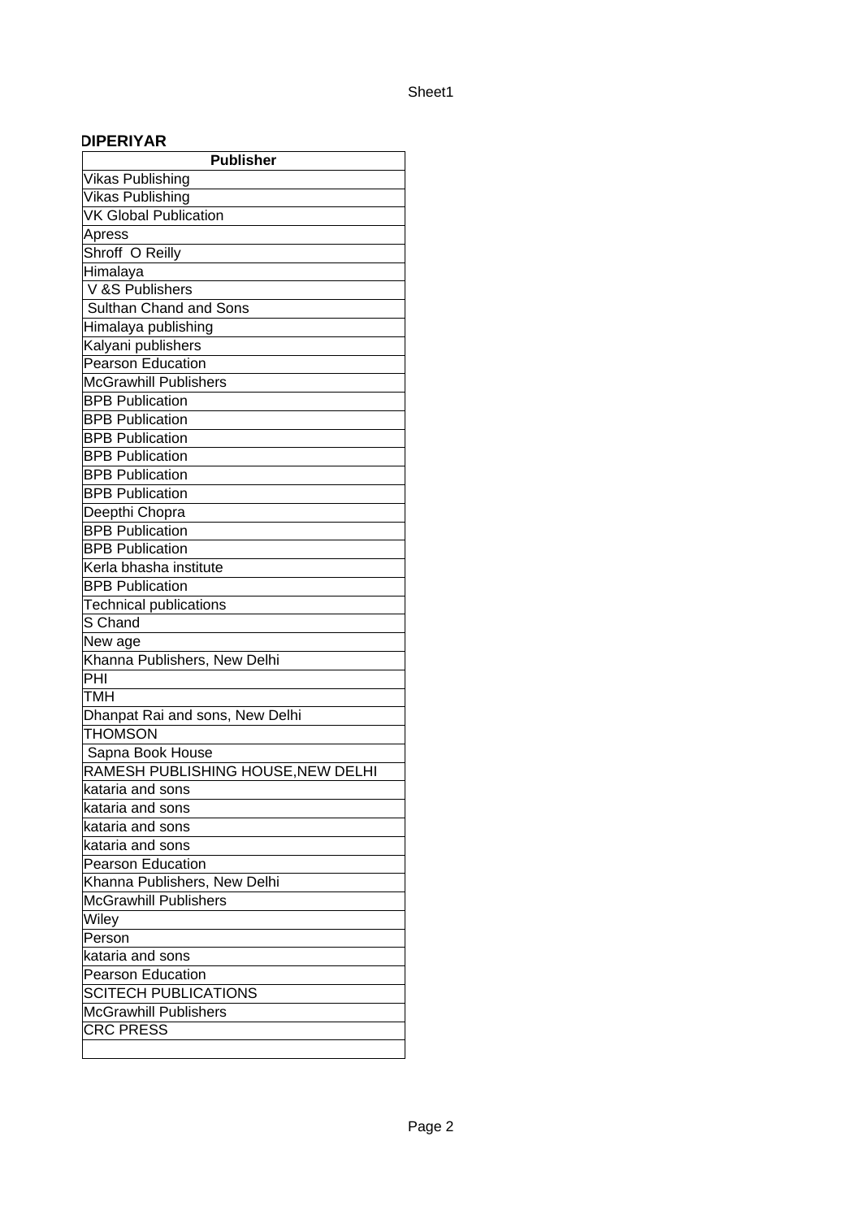**DIPERIYAR**

| Publisher |
|---|
| Vikas Publishing |
| Vikas Publishing |
| VK Global Publication |
| Apress |
| Shroff O Reilly |
| Himalaya |
| V &S Publishers |
| Sulthan Chand and Sons |
| Himalaya publishing |
| Kalyani publishers |
| Pearson Education |
| McGrawhill Publishers |
| BPB Publication |
| BPB Publication |
| BPB Publication |
| BPB Publication |
| BPB Publication |
| BPB Publication |
| Deepthi Chopra |
| BPB Publication |
| BPB Publication |
| Kerla bhasha institute |
| BPB Publication |
| Technical publications |
| S Chand |
| New age |
| Khanna Publishers, New Delhi |
| PHI |
| TMH |
| Dhanpat Rai and sons, New Delhi |
| THOMSON |
| Sapna Book House |
| RAMESH PUBLISHING HOUSE,NEW DELHI |
| kataria and sons |
| kataria and sons |
| kataria and sons |
| kataria and sons |
| Pearson Education |
| Khanna Publishers, New Delhi |
| McGrawhill Publishers |
| Wiley |
| Person |
| kataria and sons |
| Pearson Education |
| SCITECH PUBLICATIONS |
| McGrawhill Publishers |
| CRC PRESS |
| |